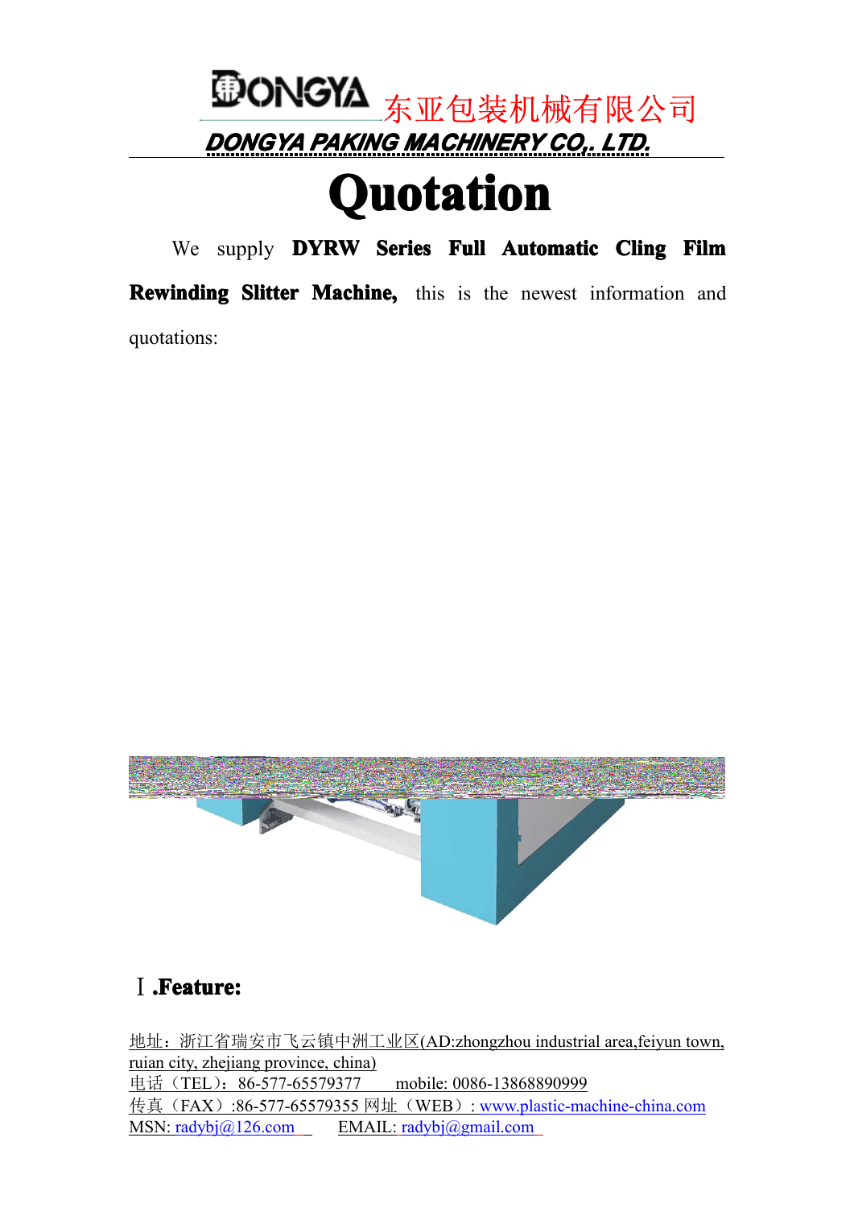DONGYA 东亚包装机械有限公司

DONGYA PAKING MACHINERY CO., LTD.

# Quotation

We supply **DYRW Series Full Automatic Cling Film Rewinding Slitter Machine,** this is the newest information and quotations:

## Ⅰ.Feature:

地址：浙江省瑞安市飞云镇中洲工业区(AD:zhongzhou industrial area,feiyun town, ruian city, zhejiang province, china)
电话（TEL）：86-577-65579377 mobile: 0086-13868890999
传真（FAX）:86-577-65579355 网址（WEB）: www.plastic-machine-china.com
MSN: radybj@126.com EMAIL: radybj@gmail.com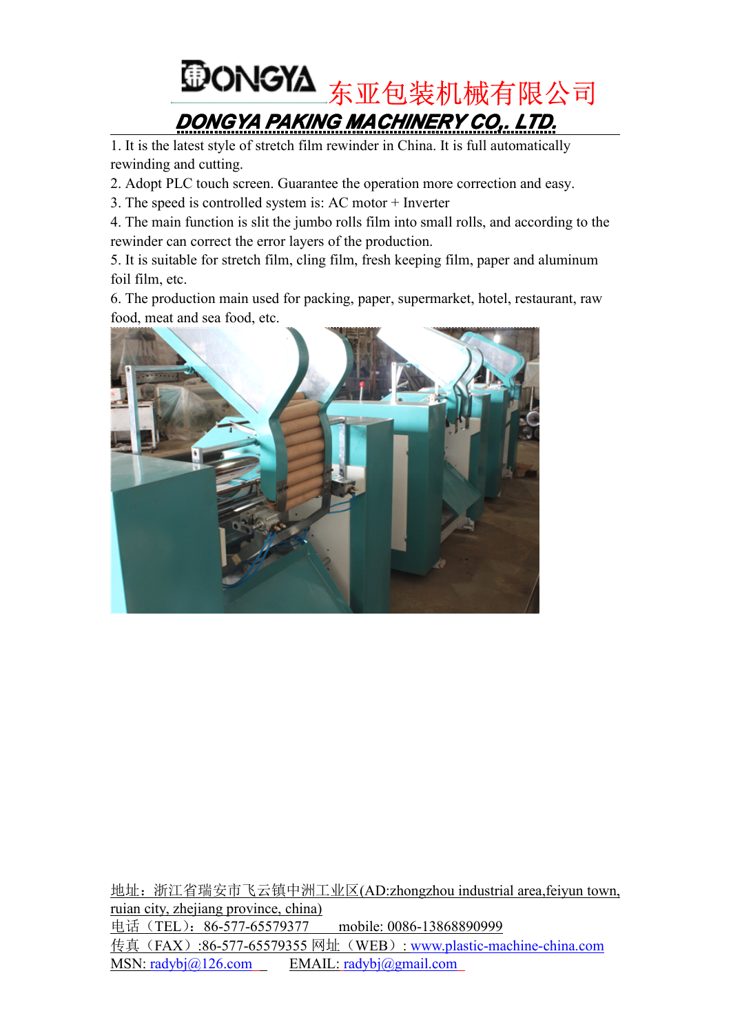**DONGYA** 东亚包装机械有限公司

***DONGYA PAKING MACHINERY CO., LTD.***

1. It is the latest style of stretch film rewinder in China. It is full automatically rewinding and cutting.
2. Adopt PLC touch screen. Guarantee the operation more correction and easy.
3. The speed is controlled system is: AC motor + Inverter
4. The main function is slit the jumbo rolls film into small rolls, and according to the rewinder can correct the error layers of the production.
5. It is suitable for stretch film, cling film, fresh keeping film, paper and aluminum foil film, etc.
6. The production main used for packing, paper, supermarket, hotel, restaurant, raw food, meat and sea food, etc.

地址：浙江省瑞安市飞云镇中洲工业区(AD:zhongzhou industrial area,feiyun town, ruian city, zhejiang province, china)

电话（TEL）：86-577-65579377　　mobile: 0086-13868890999

传真（FAX）:86-577-65579355 网址（WEB）: www.plastic-machine-china.com

MSN: radybj@126.com　　EMAIL: radybj@gmail.com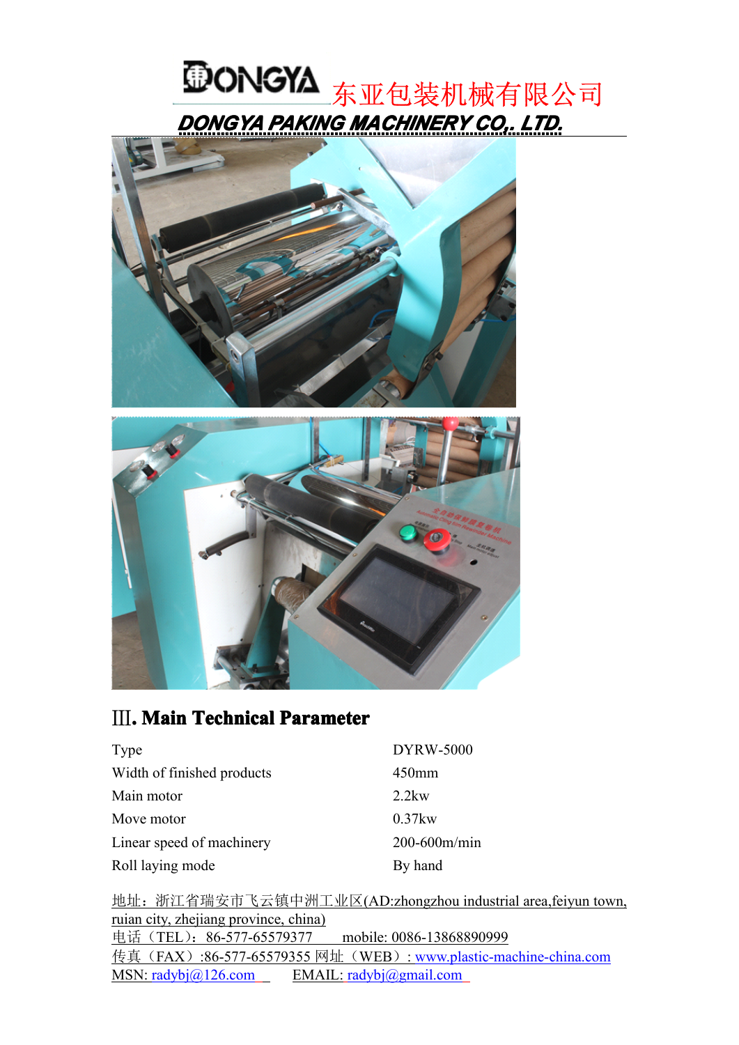### Ⅲ. Main Technical Parameter

| | |
|---|---|
| Type | DYRW-5000 |
| Width of finished products | 450mm |
| Main motor | 2.2kw |
| Move motor | 0.37kw |
| Linear speed of machinery | 200-600m/min |
| Roll laying mode | By hand |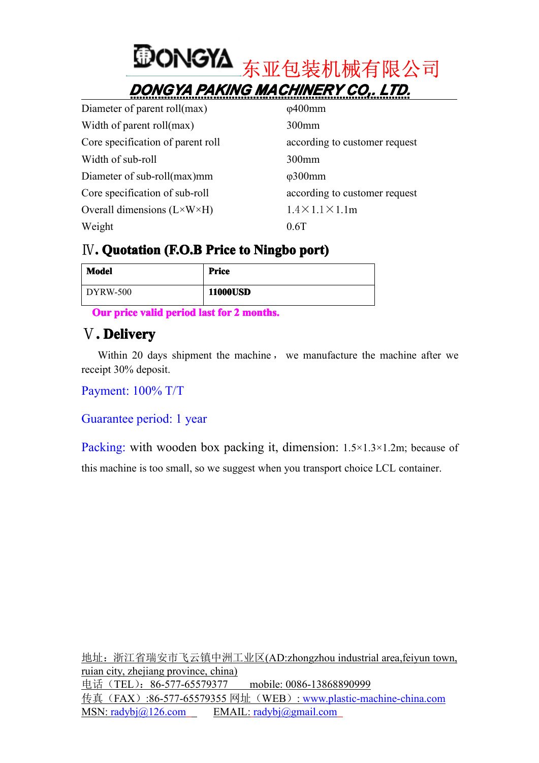| | |
|---|---|
| Diameter of parent roll(max) | φ400mm |
| Width of parent roll(max) | 300mm |
| Core specification of parent roll | according to customer request |
| Width of sub-roll | 300mm |
| Diameter of sub-roll(max)mm | φ300mm |
| Core specification of sub-roll | according to customer request |
| Overall dimensions (L×W×H) | 1.4×1.1×1.1m |
| Weight | 0.6T |

## Ⅳ. Quotation (F.O.B Price to Ningbo port)

| **Model** | **Price** |
|---|---|
| DYRW-500 | **11000USD** |

**Our price valid period last for 2 months.**

## Ⅴ. Delivery

Within 20 days shipment the machine， we manufacture the machine after we receipt 30% deposit.

Payment: 100% T/T

Guarantee period: 1 year

Packing: with wooden box packing it, dimension: 1.5×1.3×1.2m; because of this machine is too small, so we suggest when you transport choice LCL container.

地址：浙江省瑞安市飞云镇中洲工业区(AD:zhongzhou industrial area,feiyun town, ruian city, zhejiang province, china)
电话（TEL）：86-577-65579377　　mobile: 0086-13868890999
传真（FAX）:86-577-65579355 网址（WEB）: www.plastic-machine-china.com
MSN: radybj@126.com　　EMAIL: radybj@gmail.com